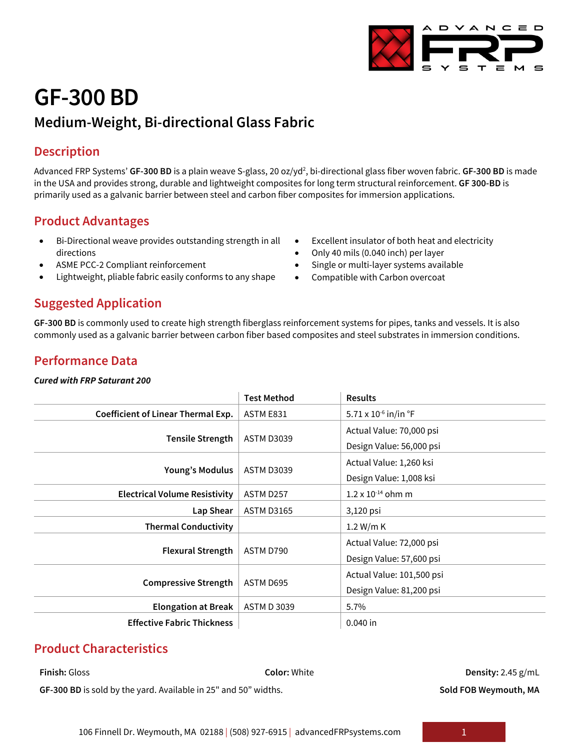# GF-300 BD

## Medium-Weight, Bi-directional Glass Fabric

## Description

Advanced FRP Systems' **GF-300 BD** is a plain weave S-glass, 20 oz/yd$^2$, bi-directional glass fiber woven fabric. **GF-300 BD** is made in the USA and provides strong, durable and lightweight composites for long term structural reinforcement. **GF 300-BD** is primarily used as a galvanic barrier between steel and carbon fiber composites for immersion applications.

## Product Advantages

- Bi-Directional weave provides outstanding strength in all directions
- ASME PCC-2 Compliant reinforcement
- Lightweight, pliable fabric easily conforms to any shape
- Excellent insulator of both heat and electricity
- Only 40 mils (0.040 inch) per layer
- Single or multi-layer systems available
- Compatible with Carbon overcoat

## Suggested Application

**GF-300 BD** is commonly used to create high strength fiberglass reinforcement systems for pipes, tanks and vessels. It is also commonly used as a galvanic barrier between carbon fiber based composites and steel substrates in immersion conditions.

## Performance Data

***Cured with FRP Saturant 200***

| | Test Method | Results |
|---|---|---|
| **Coefficient of Linear Thermal Exp.** | ASTM E831 | $5.71 \times 10^{-6}$ in/in °F |
| **Tensile Strength** | ASTM D3039 | Actual Value: 70,000 psi<br>Design Value: 56,000 psi |
| **Young's Modulus** | ASTM D3039 | Actual Value: 1,260 ksi<br>Design Value: 1,008 ksi |
| **Electrical Volume Resistivity** | ASTM D257 | $1.2 \times 10^{-14}$ ohm m |
| **Lap Shear** | ASTM D3165 | 3,120 psi |
| **Thermal Conductivity** | | 1.2 W/m K |
| **Flexural Strength** | ASTM D790 | Actual Value: 72,000 psi<br>Design Value: 57,600 psi |
| **Compressive Strength** | ASTM D695 | Actual Value: 101,500 psi<br>Design Value: 81,200 psi |
| **Elongation at Break** | ASTM D 3039 | 5.7% |
| **Effective Fabric Thickness** | | 0.040 in |

## Product Characteristics

**Finish:** Gloss | **Color:** White | **Density:** 2.45 g/mL

**GF-300 BD** is sold by the yard. Available in 25" and 50" widths.

**Sold FOB Weymouth, MA**

106 Finnell Dr. Weymouth, MA 02188 | (508) 927-6915 | advancedFRPsystems.com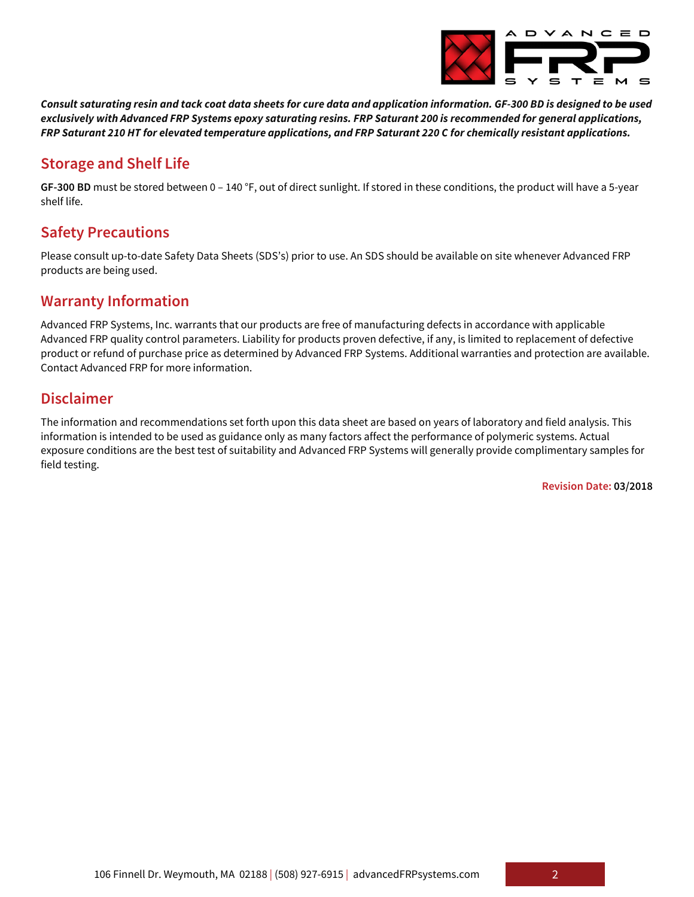***Consult saturating resin and tack coat data sheets for cure data and application information. GF-300 BD is designed to be used exclusively with Advanced FRP Systems epoxy saturating resins. FRP Saturant 200 is recommended for general applications, FRP Saturant 210 HT for elevated temperature applications, and FRP Saturant 220 C for chemically resistant applications.***

## Storage and Shelf Life

**GF-300 BD** must be stored between 0 – 140 °F, out of direct sunlight. If stored in these conditions, the product will have a 5-year shelf life.

## Safety Precautions

Please consult up-to-date Safety Data Sheets (SDS's) prior to use. An SDS should be available on site whenever Advanced FRP products are being used.

## Warranty Information

Advanced FRP Systems, Inc. warrants that our products are free of manufacturing defects in accordance with applicable Advanced FRP quality control parameters. Liability for products proven defective, if any, is limited to replacement of defective product or refund of purchase price as determined by Advanced FRP Systems. Additional warranties and protection are available. Contact Advanced FRP for more information.

## Disclaimer

The information and recommendations set forth upon this data sheet are based on years of laboratory and field analysis. This information is intended to be used as guidance only as many factors affect the performance of polymeric systems. Actual exposure conditions are the best test of suitability and Advanced FRP Systems will generally provide complimentary samples for field testing.

**Revision Date: 03/2018**

106 Finnell Dr. Weymouth, MA 02188 | (508) 927-6915 | advancedFRPsystems.com